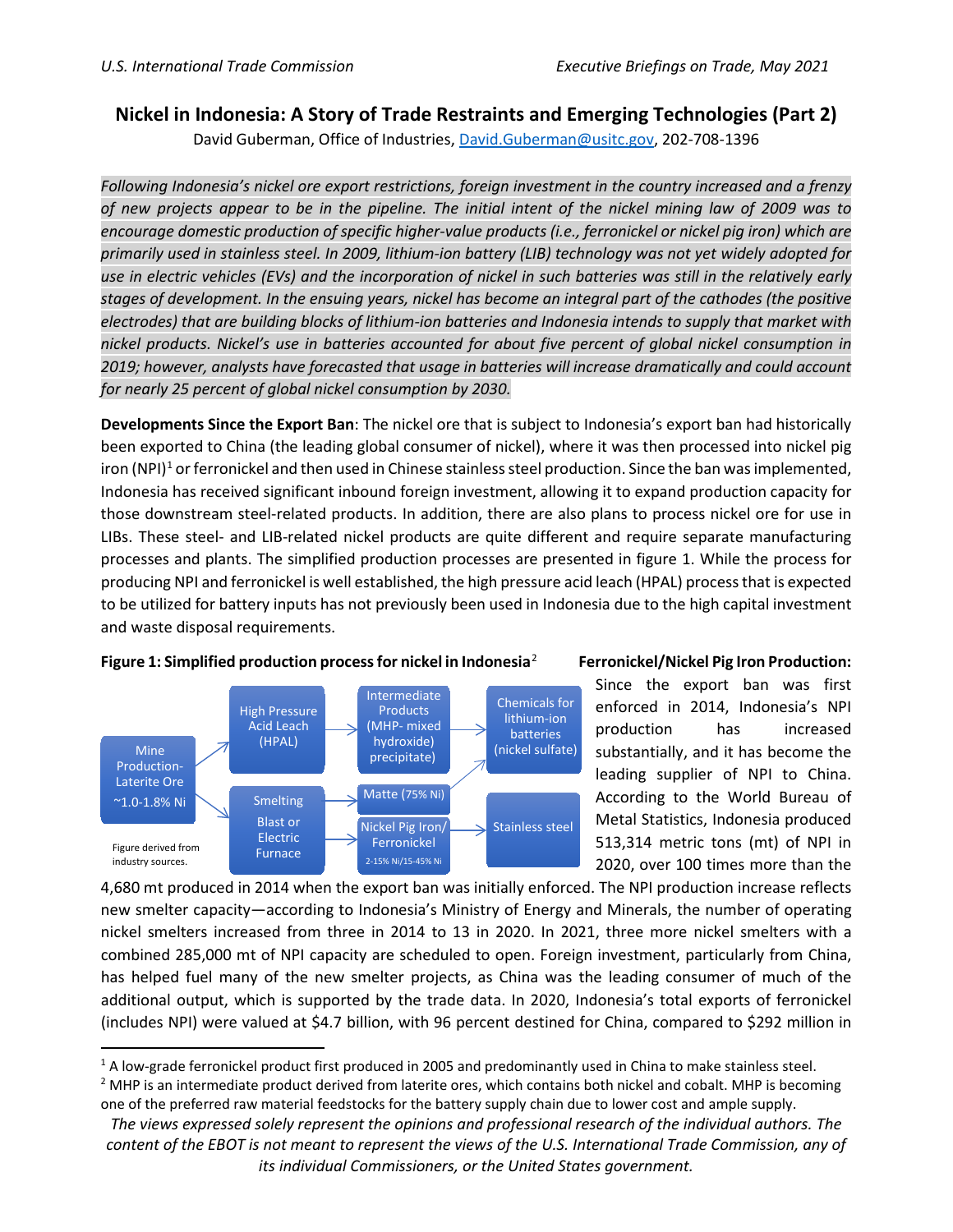# Nickel in Indonesia: A Story of Trade Restraints and Emerging Technologies (Part 2)

David Guberman, Office of Industries, David.Guberman@usitc.gov, 202-708-1396

*Following Indonesia's nickel ore export restrictions, foreign investment in the country increased and a frenzy of new projects appear to be in the pipeline. The initial intent of the nickel mining law of 2009 was to encourage domestic production of specific higher-value products (i.e., ferronickel or nickel pig iron) which are primarily used in stainless steel. In 2009, lithium-ion battery (LIB) technology was not yet widely adopted for use in electric vehicles (EVs) and the incorporation of nickel in such batteries was still in the relatively early stages of development. In the ensuing years, nickel has become an integral part of the cathodes (the positive electrodes) that are building blocks of lithium-ion batteries and Indonesia intends to supply that market with nickel products. Nickel's use in batteries accounted for about five percent of global nickel consumption in 2019; however, analysts have forecasted that usage in batteries will increase dramatically and could account for nearly 25 percent of global nickel consumption by 2030.*

**Developments Since the Export Ban**: The nickel ore that is subject to Indonesia's export ban had historically been exported to China (the leading global consumer of nickel), where it was then processed into nickel pig iron (NPI)[1] or ferronickel and then used in Chinese stainless steel production. Since the ban was implemented, Indonesia has received significant inbound foreign investment, allowing it to expand production capacity for those downstream steel-related products. In addition, there are also plans to process nickel ore for use in LIBs. These steel- and LIB-related nickel products are quite different and require separate manufacturing processes and plants. The simplified production processes are presented in figure 1. While the process for producing NPI and ferronickel is well established, the high pressure acid leach (HPAL) process that is expected to be utilized for battery inputs has not previously been used in Indonesia due to the high capital investment and waste disposal requirements.

**Figure 1: Simplified production process for nickel in Indonesia**[2]

Mine Production-Laterite Ore ~1.0-1.8% Ni → High Pressure Acid Leach (HPAL) → Intermediate Products (MHP- mixed hydroxide) precipitate) → Chemicals for lithium-ion batteries (nickel sulfate)

Mine Production-Laterite Ore ~1.0-1.8% Ni → Smelting Blast or Electric Furnace → Matte (75% Ni) → Chemicals for lithium-ion batteries (nickel sulfate)

Mine Production-Laterite Ore ~1.0-1.8% Ni → Smelting Blast or Electric Furnace → Nickel Pig Iron/ Ferronickel 2-15% Ni/15-45% Ni → Stainless steel

Figure derived from industry sources.

**Ferronickel/Nickel Pig Iron Production:** Since the export ban was first enforced in 2014, Indonesia's NPI production has increased substantially, and it has become the leading supplier of NPI to China. According to the World Bureau of Metal Statistics, Indonesia produced 513,314 metric tons (mt) of NPI in 2020, over 100 times more than the 4,680 mt produced in 2014 when the export ban was initially enforced. The NPI production increase reflects new smelter capacity—according to Indonesia's Ministry of Energy and Minerals, the number of operating nickel smelters increased from three in 2014 to 13 in 2020. In 2021, three more nickel smelters with a combined 285,000 mt of NPI capacity are scheduled to open. Foreign investment, particularly from China, has helped fuel many of the new smelter projects, as China was the leading consumer of much of the additional output, which is supported by the trade data. In 2020, Indonesia's total exports of ferronickel (includes NPI) were valued at $4.7 billion, with 96 percent destined for China, compared to $292 million in

[1] A low-grade ferronickel product first produced in 2005 and predominantly used in China to make stainless steel.

[2] MHP is an intermediate product derived from laterite ores, which contains both nickel and cobalt. MHP is becoming one of the preferred raw material feedstocks for the battery supply chain due to lower cost and ample supply.

*The views expressed solely represent the opinions and professional research of the individual authors. The content of the EBOT is not meant to represent the views of the U.S. International Trade Commission, any of its individual Commissioners, or the United States government.*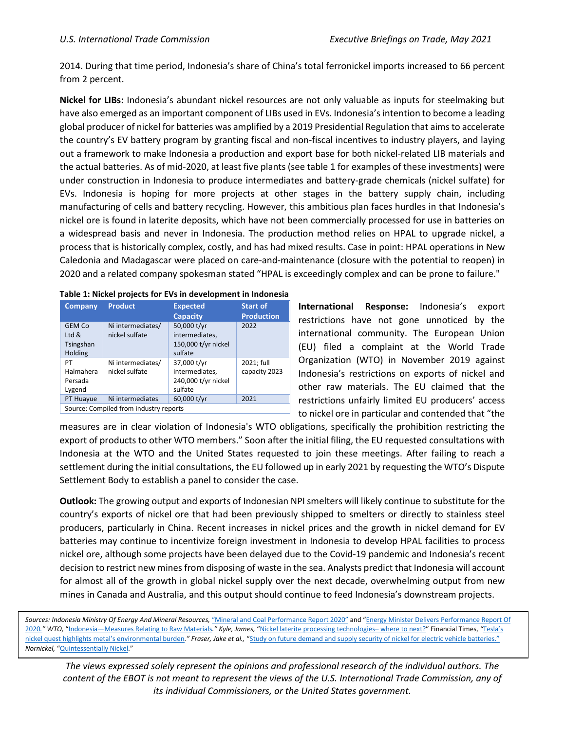2014. During that time period, Indonesia's share of China's total ferronickel imports increased to 66 percent from 2 percent.

**Nickel for LIBs:** Indonesia's abundant nickel resources are not only valuable as inputs for steelmaking but have also emerged as an important component of LIBs used in EVs. Indonesia's intention to become a leading global producer of nickel for batteries was amplified by a 2019 Presidential Regulation that aims to accelerate the country's EV battery program by granting fiscal and non-fiscal incentives to industry players, and laying out a framework to make Indonesia a production and export base for both nickel-related LIB materials and the actual batteries. As of mid-2020, at least five plants (see table 1 for examples of these investments) were under construction in Indonesia to produce intermediates and battery-grade chemicals (nickel sulfate) for EVs. Indonesia is hoping for more projects at other stages in the battery supply chain, including manufacturing of cells and battery recycling. However, this ambitious plan faces hurdles in that Indonesia's nickel ore is found in laterite deposits, which have not been commercially processed for use in batteries on a widespread basis and never in Indonesia. The production method relies on HPAL to upgrade nickel, a process that is historically complex, costly, and has had mixed results. Case in point: HPAL operations in New Caledonia and Madagascar were placed on care-and-maintenance (closure with the potential to reopen) in 2020 and a related company spokesman stated "HPAL is exceedingly complex and can be prone to failure."

**Table 1: Nickel projects for EVs in development in Indonesia**

| Company | Product | Expected Capacity | Start of Production |
|---|---|---|---|
| GEM Co Ltd & Tsingshan Holding | Ni intermediates/ nickel sulfate | 50,000 t/yr intermediates, 150,000 t/yr nickel sulfate | 2022 |
| PT Halmahera Persada Lygend | Ni intermediates/ nickel sulfate | 37,000 t/yr intermediates, 240,000 t/yr nickel sulfate | 2021; full capacity 2023 |
| PT Huayue | Ni intermediates | 60,000 t/yr | 2021 |

Source: Compiled from industry reports

**International Response:** Indonesia's export restrictions have not gone unnoticed by the international community. The European Union (EU) filed a complaint at the World Trade Organization (WTO) in November 2019 against Indonesia's restrictions on exports of nickel and other raw materials. The EU claimed that the restrictions unfairly limited EU producers' access to nickel ore in particular and contended that "the measures are in clear violation of Indonesia's WTO obligations, specifically the prohibition restricting the export of products to other WTO members." Soon after the initial filing, the EU requested consultations with Indonesia at the WTO and the United States requested to join these meetings. After failing to reach a settlement during the initial consultations, the EU followed up in early 2021 by requesting the WTO's Dispute Settlement Body to establish a panel to consider the case.

**Outlook:** The growing output and exports of Indonesian NPI smelters will likely continue to substitute for the country's exports of nickel ore that had been previously shipped to smelters or directly to stainless steel producers, particularly in China. Recent increases in nickel prices and the growth in nickel demand for EV batteries may continue to incentivize foreign investment in Indonesia to develop HPAL facilities to process nickel ore, although some projects have been delayed due to the Covid-19 pandemic and Indonesia's recent decision to restrict new mines from disposing of waste in the sea. Analysts predict that Indonesia will account for almost all of the growth in global nickel supply over the next decade, overwhelming output from new mines in Canada and Australia, and this output should continue to feed Indonesia's downstream projects.

*Sources: Indonesia Ministry Of Energy And Mineral Resources, "Mineral and Coal Performance Report 2020" and "Energy Minister Delivers Performance Report Of 2020." WTO, "Indonesia—Measures Relating to Raw Materials." Kyle, James, "Nickel laterite processing technologies– where to next?" Financial Times, "Tesla's nickel quest highlights metal's environmental burden." Fraser, Jake et al., "Study on future demand and supply security of nickel for electric vehicle batteries." Nornickel, "Quintessentially Nickel."*

*The views expressed solely represent the opinions and professional research of the individual authors. The content of the EBOT is not meant to represent the views of the U.S. International Trade Commission, any of its individual Commissioners, or the United States government.*